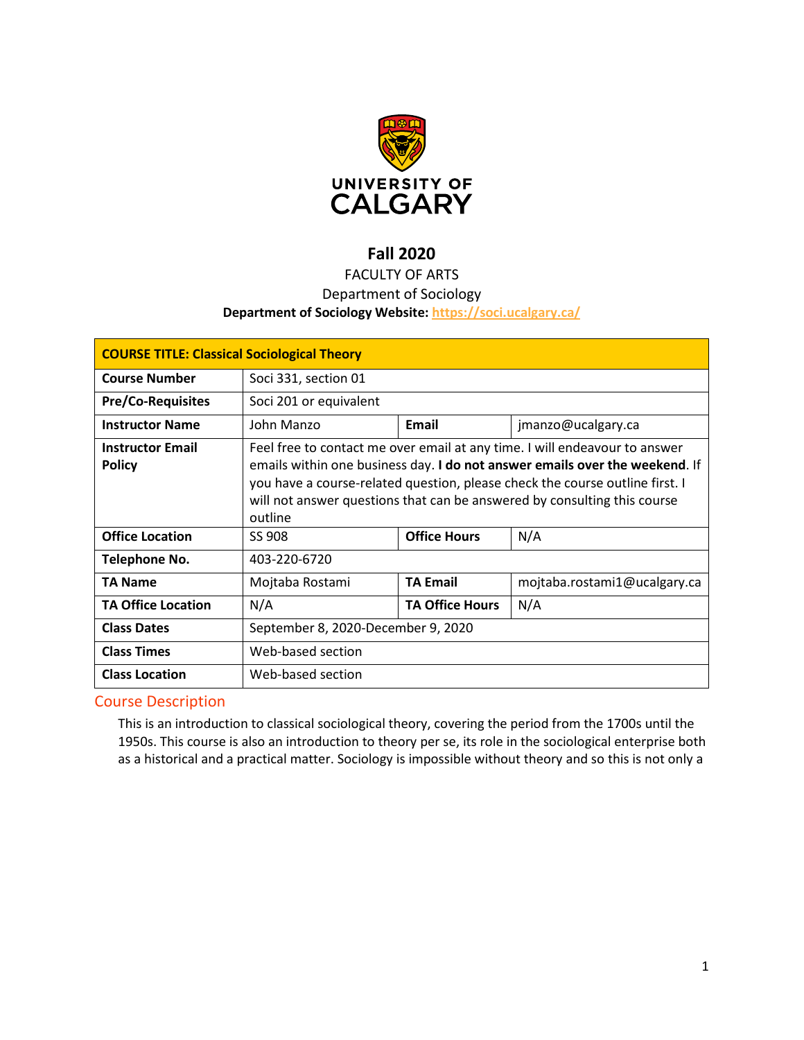UNIVERSITY OF CALGARY

# Fall 2020

FACULTY OF ARTS

Department of Sociology

**Department of Sociology Website: https://soci.ucalgary.ca/**

| **COURSE TITLE: Classical Sociological Theory** | | | |
|---|---|---|---|
| **Course Number** | Soci 331, section 01 | | |
| **Pre/Co-Requisites** | Soci 201 or equivalent | | |
| **Instructor Name** | John Manzo | **Email** | jmanzo@ucalgary.ca |
| **Instructor Email Policy** | Feel free to contact me over email at any time. I will endeavour to answer emails within one business day. **I do not answer emails over the weekend**. If you have a course-related question, please check the course outline first. I will not answer questions that can be answered by consulting this course outline | | |
| **Office Location** | SS 908 | **Office Hours** | N/A |
| **Telephone No.** | 403-220-6720 | | |
| **TA Name** | Mojtaba Rostami | **TA Email** | mojtaba.rostami1@ucalgary.ca |
| **TA Office Location** | N/A | **TA Office Hours** | N/A |
| **Class Dates** | September 8, 2020-December 9, 2020 | | |
| **Class Times** | Web-based section | | |
| **Class Location** | Web-based section | | |

## Course Description

This is an introduction to classical sociological theory, covering the period from the 1700s until the 1950s. This course is also an introduction to theory per se, its role in the sociological enterprise both as a historical and a practical matter. Sociology is impossible without theory and so this is not only a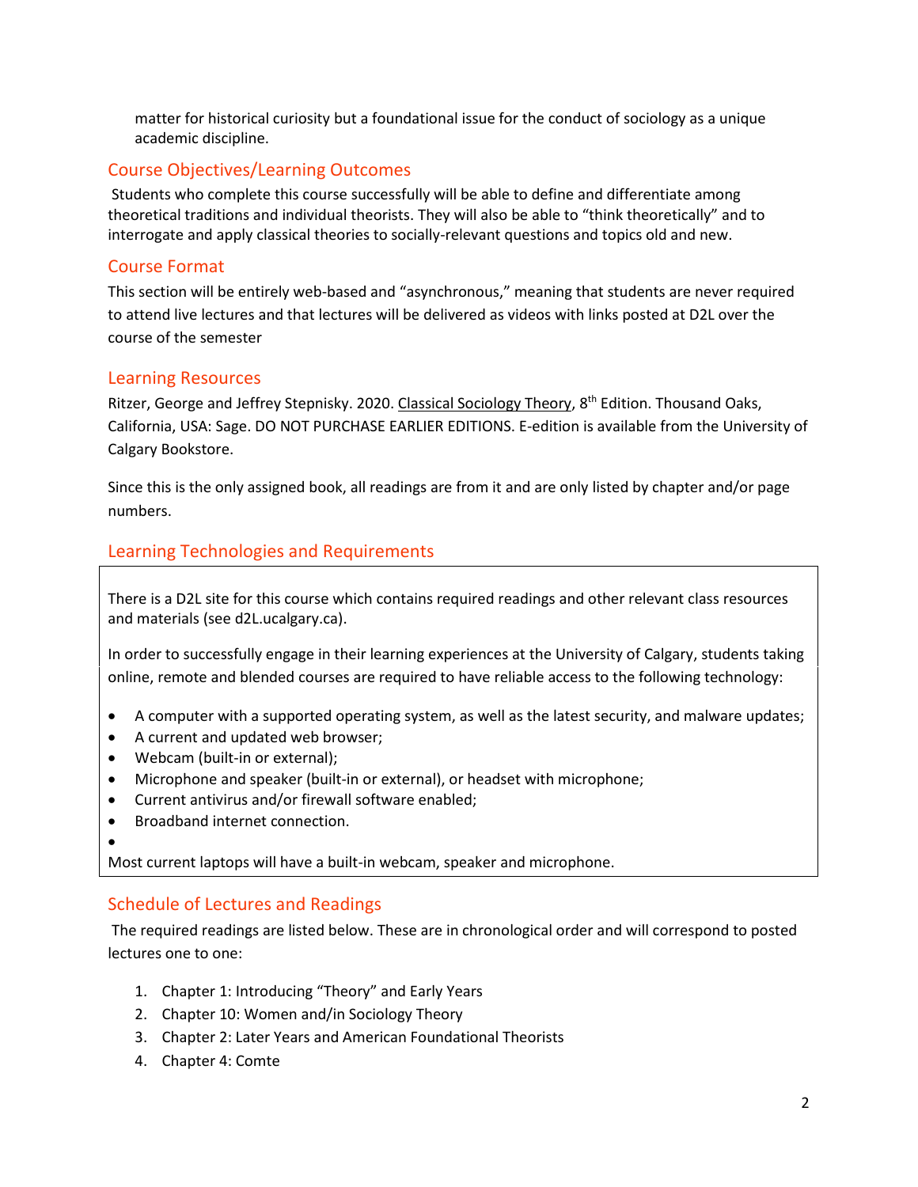matter for historical curiosity but a foundational issue for the conduct of sociology as a unique academic discipline.

## Course Objectives/Learning Outcomes

Students who complete this course successfully will be able to define and differentiate among theoretical traditions and individual theorists. They will also be able to "think theoretically" and to interrogate and apply classical theories to socially-relevant questions and topics old and new.

## Course Format

This section will be entirely web-based and "asynchronous," meaning that students are never required to attend live lectures and that lectures will be delivered as videos with links posted at D2L over the course of the semester

## Learning Resources

Ritzer, George and Jeffrey Stepnisky. 2020. Classical Sociology Theory, 8th Edition. Thousand Oaks, California, USA: Sage. DO NOT PURCHASE EARLIER EDITIONS. E-edition is available from the University of Calgary Bookstore.

Since this is the only assigned book, all readings are from it and are only listed by chapter and/or page numbers.

## Learning Technologies and Requirements

There is a D2L site for this course which contains required readings and other relevant class resources and materials (see d2L.ucalgary.ca).

In order to successfully engage in their learning experiences at the University of Calgary, students taking online, remote and blended courses are required to have reliable access to the following technology:

- A computer with a supported operating system, as well as the latest security, and malware updates;
- A current and updated web browser;
- Webcam (built-in or external);
- Microphone and speaker (built-in or external), or headset with microphone;
- Current antivirus and/or firewall software enabled;
- Broadband internet connection.

Most current laptops will have a built-in webcam, speaker and microphone.

## Schedule of Lectures and Readings

The required readings are listed below. These are in chronological order and will correspond to posted lectures one to one:

1. Chapter 1: Introducing "Theory" and Early Years
2. Chapter 10: Women and/in Sociology Theory
3. Chapter 2: Later Years and American Foundational Theorists
4. Chapter 4: Comte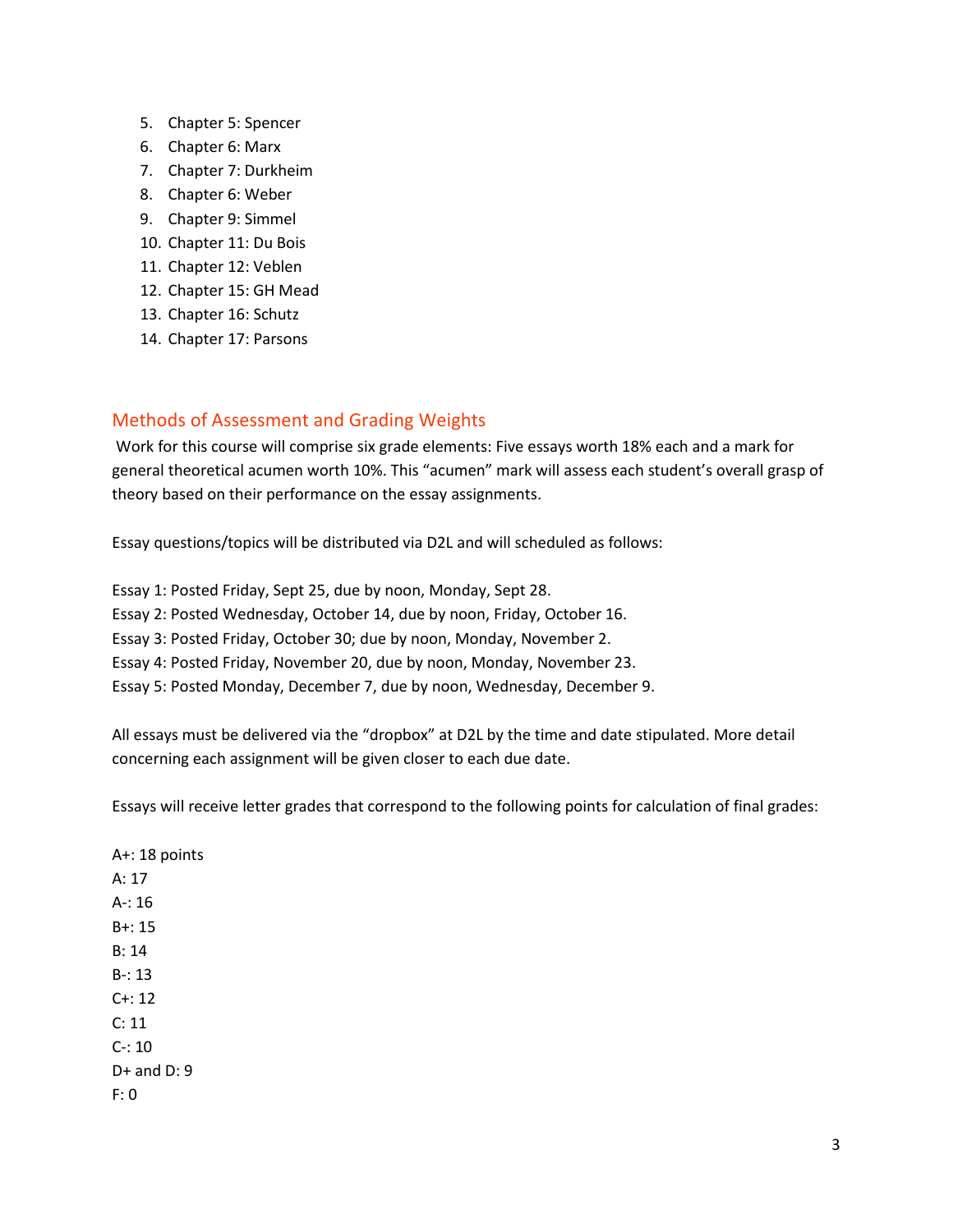5. Chapter 5: Spencer
6. Chapter 6: Marx
7. Chapter 7: Durkheim
8. Chapter 6: Weber
9. Chapter 9: Simmel
10. Chapter 11: Du Bois
11. Chapter 12: Veblen
12. Chapter 15: GH Mead
13. Chapter 16: Schutz
14. Chapter 17: Parsons

## Methods of Assessment and Grading Weights

Work for this course will comprise six grade elements: Five essays worth 18% each and a mark for general theoretical acumen worth 10%. This "acumen" mark will assess each student's overall grasp of theory based on their performance on the essay assignments.

Essay questions/topics will be distributed via D2L and will scheduled as follows:

Essay 1: Posted Friday, Sept 25, due by noon, Monday, Sept 28.
Essay 2: Posted Wednesday, October 14, due by noon, Friday, October 16.
Essay 3: Posted Friday, October 30; due by noon, Monday, November 2.
Essay 4: Posted Friday, November 20, due by noon, Monday, November 23.
Essay 5: Posted Monday, December 7, due by noon, Wednesday, December 9.

All essays must be delivered via the "dropbox" at D2L by the time and date stipulated. More detail concerning each assignment will be given closer to each due date.

Essays will receive letter grades that correspond to the following points for calculation of final grades:

A+: 18 points
A: 17
A-: 16
B+: 15
B: 14
B-: 13
C+: 12
C: 11
C-: 10
D+ and D: 9
F: 0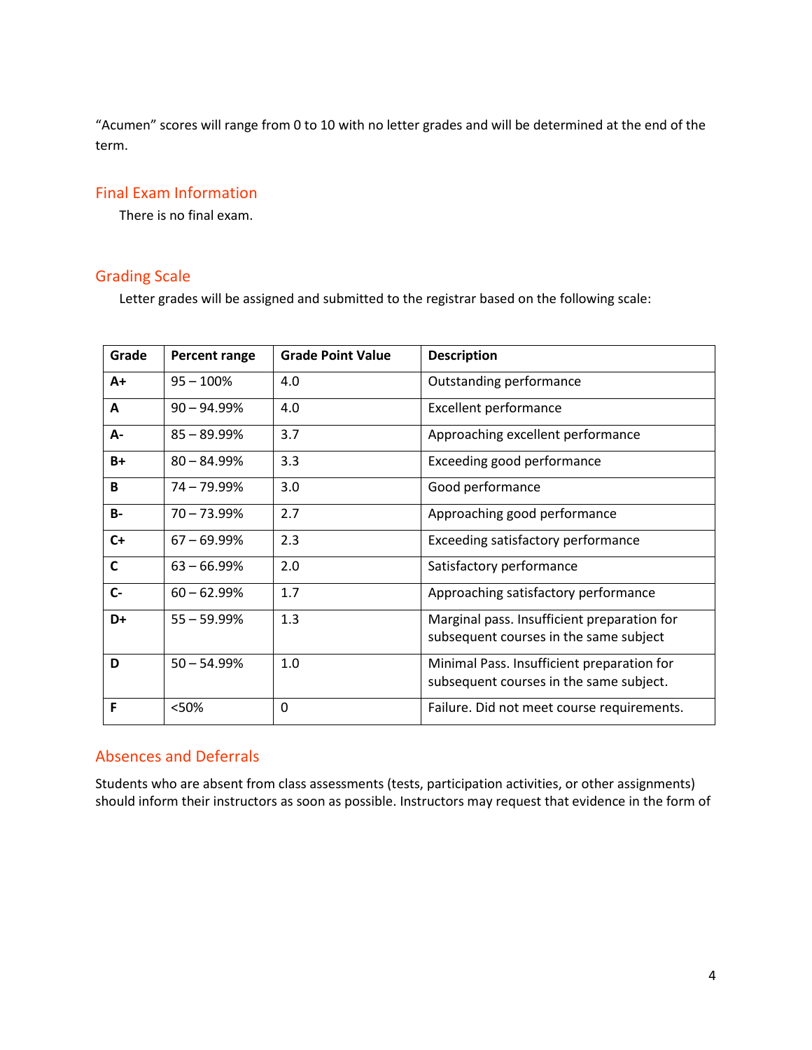"Acumen" scores will range from 0 to 10 with no letter grades and will be determined at the end of the term.

## Final Exam Information

There is no final exam.

## Grading Scale

Letter grades will be assigned and submitted to the registrar based on the following scale:

| Grade | Percent range | Grade Point Value | Description |
|---|---|---|---|
| **A+** | 95 – 100% | 4.0 | Outstanding performance |
| **A** | 90 – 94.99% | 4.0 | Excellent performance |
| **A-** | 85 – 89.99% | 3.7 | Approaching excellent performance |
| **B+** | 80 – 84.99% | 3.3 | Exceeding good performance |
| **B** | 74 – 79.99% | 3.0 | Good performance |
| **B-** | 70 – 73.99% | 2.7 | Approaching good performance |
| **C+** | 67 – 69.99% | 2.3 | Exceeding satisfactory performance |
| **C** | 63 – 66.99% | 2.0 | Satisfactory performance |
| **C-** | 60 – 62.99% | 1.7 | Approaching satisfactory performance |
| **D+** | 55 – 59.99% | 1.3 | Marginal pass. Insufficient preparation for subsequent courses in the same subject |
| **D** | 50 – 54.99% | 1.0 | Minimal Pass. Insufficient preparation for subsequent courses in the same subject. |
| **F** | <50% | 0 | Failure. Did not meet course requirements. |

## Absences and Deferrals

Students who are absent from class assessments (tests, participation activities, or other assignments) should inform their instructors as soon as possible. Instructors may request that evidence in the form of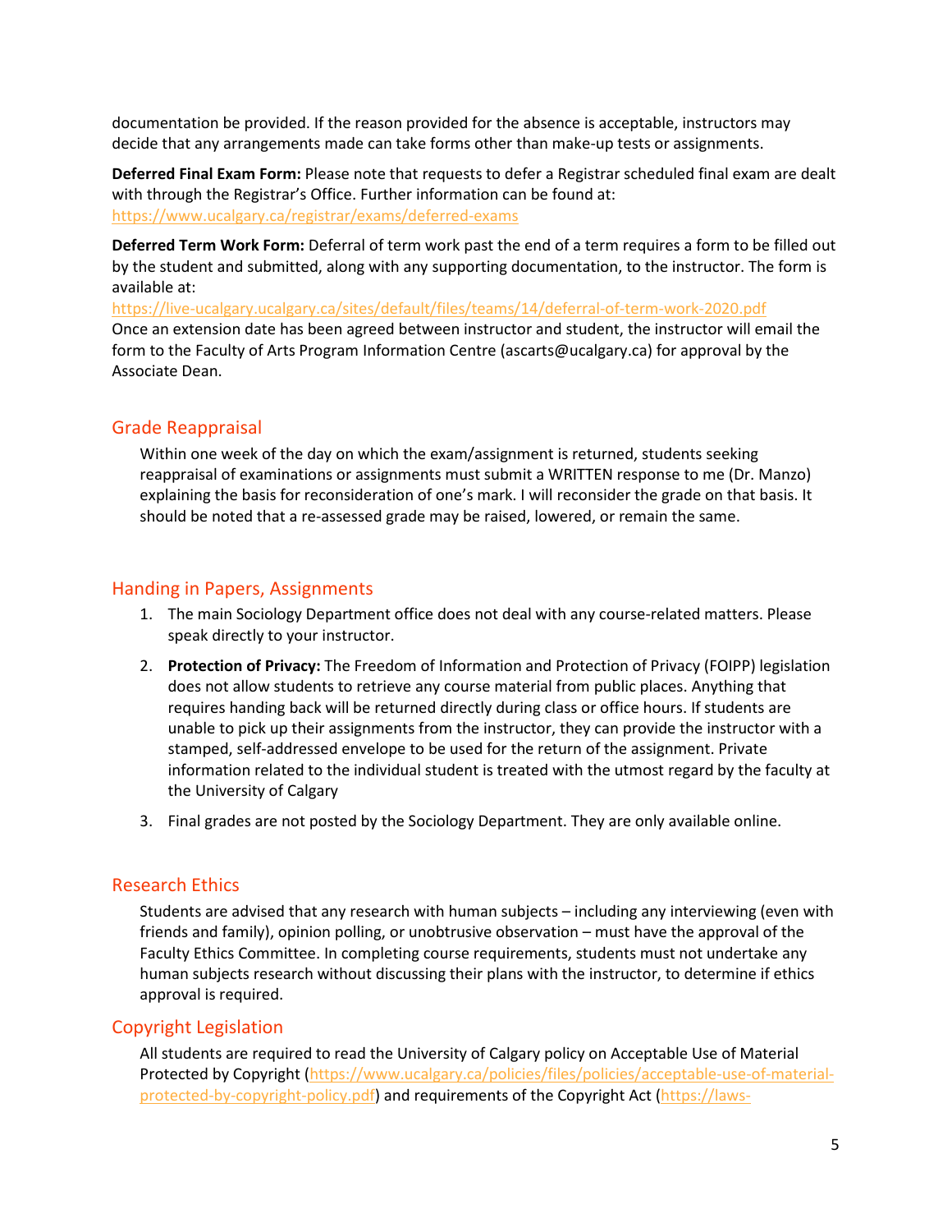documentation be provided. If the reason provided for the absence is acceptable, instructors may decide that any arrangements made can take forms other than make-up tests or assignments.

**Deferred Final Exam Form:** Please note that requests to defer a Registrar scheduled final exam are dealt with through the Registrar's Office. Further information can be found at: https://www.ucalgary.ca/registrar/exams/deferred-exams

**Deferred Term Work Form:** Deferral of term work past the end of a term requires a form to be filled out by the student and submitted, along with any supporting documentation, to the instructor. The form is available at:
https://live-ucalgary.ucalgary.ca/sites/default/files/teams/14/deferral-of-term-work-2020.pdf
Once an extension date has been agreed between instructor and student, the instructor will email the form to the Faculty of Arts Program Information Centre (ascarts@ucalgary.ca) for approval by the Associate Dean.

## Grade Reappraisal

Within one week of the day on which the exam/assignment is returned, students seeking reappraisal of examinations or assignments must submit a WRITTEN response to me (Dr. Manzo) explaining the basis for reconsideration of one's mark. I will reconsider the grade on that basis. It should be noted that a re-assessed grade may be raised, lowered, or remain the same.

## Handing in Papers, Assignments

1. The main Sociology Department office does not deal with any course-related matters. Please speak directly to your instructor.
2. **Protection of Privacy:** The Freedom of Information and Protection of Privacy (FOIPP) legislation does not allow students to retrieve any course material from public places. Anything that requires handing back will be returned directly during class or office hours. If students are unable to pick up their assignments from the instructor, they can provide the instructor with a stamped, self-addressed envelope to be used for the return of the assignment. Private information related to the individual student is treated with the utmost regard by the faculty at the University of Calgary
3. Final grades are not posted by the Sociology Department. They are only available online.

## Research Ethics

Students are advised that any research with human subjects – including any interviewing (even with friends and family), opinion polling, or unobtrusive observation – must have the approval of the Faculty Ethics Committee. In completing course requirements, students must not undertake any human subjects research without discussing their plans with the instructor, to determine if ethics approval is required.

## Copyright Legislation

All students are required to read the University of Calgary policy on Acceptable Use of Material Protected by Copyright (https://www.ucalgary.ca/policies/files/policies/acceptable-use-of-material-protected-by-copyright-policy.pdf) and requirements of the Copyright Act (https://laws-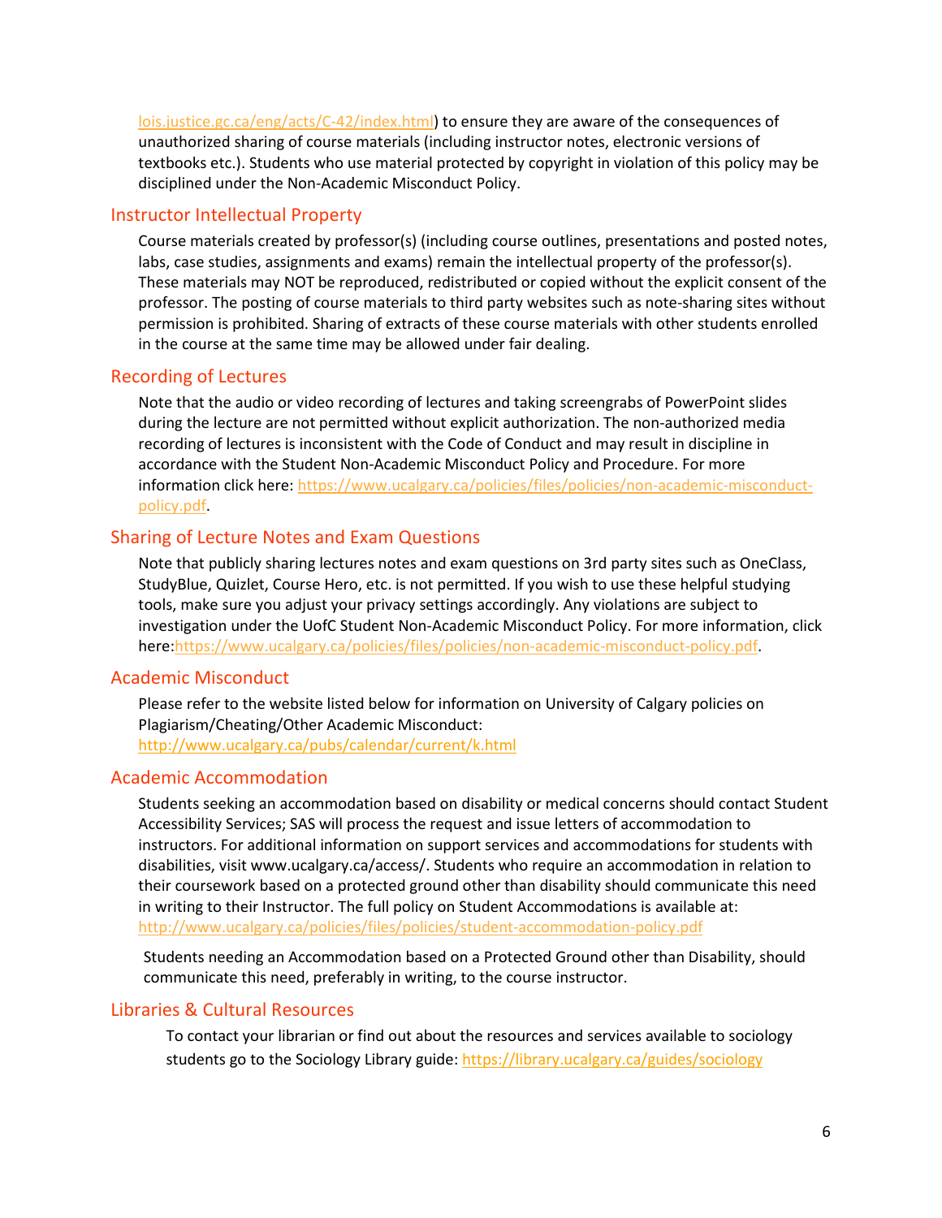lois.justice.gc.ca/eng/acts/C-42/index.html) to ensure they are aware of the consequences of unauthorized sharing of course materials (including instructor notes, electronic versions of textbooks etc.). Students who use material protected by copyright in violation of this policy may be disciplined under the Non-Academic Misconduct Policy.

## Instructor Intellectual Property

Course materials created by professor(s) (including course outlines, presentations and posted notes, labs, case studies, assignments and exams) remain the intellectual property of the professor(s). These materials may NOT be reproduced, redistributed or copied without the explicit consent of the professor. The posting of course materials to third party websites such as note-sharing sites without permission is prohibited. Sharing of extracts of these course materials with other students enrolled in the course at the same time may be allowed under fair dealing.

## Recording of Lectures

Note that the audio or video recording of lectures and taking screengrabs of PowerPoint slides during the lecture are not permitted without explicit authorization. The non-authorized media recording of lectures is inconsistent with the Code of Conduct and may result in discipline in accordance with the Student Non-Academic Misconduct Policy and Procedure. For more information click here: https://www.ucalgary.ca/policies/files/policies/non-academic-misconduct-policy.pdf.

## Sharing of Lecture Notes and Exam Questions

Note that publicly sharing lectures notes and exam questions on 3rd party sites such as OneClass, StudyBlue, Quizlet, Course Hero, etc. is not permitted. If you wish to use these helpful studying tools, make sure you adjust your privacy settings accordingly. Any violations are subject to investigation under the UofC Student Non-Academic Misconduct Policy. For more information, click here:https://www.ucalgary.ca/policies/files/policies/non-academic-misconduct-policy.pdf.

## Academic Misconduct

Please refer to the website listed below for information on University of Calgary policies on Plagiarism/Cheating/Other Academic Misconduct:
http://www.ucalgary.ca/pubs/calendar/current/k.html

## Academic Accommodation

Students seeking an accommodation based on disability or medical concerns should contact Student Accessibility Services; SAS will process the request and issue letters of accommodation to instructors. For additional information on support services and accommodations for students with disabilities, visit www.ucalgary.ca/access/. Students who require an accommodation in relation to their coursework based on a protected ground other than disability should communicate this need in writing to their Instructor. The full policy on Student Accommodations is available at: http://www.ucalgary.ca/policies/files/policies/student-accommodation-policy.pdf

Students needing an Accommodation based on a Protected Ground other than Disability, should communicate this need, preferably in writing, to the course instructor.

## Libraries & Cultural Resources

To contact your librarian or find out about the resources and services available to sociology students go to the Sociology Library guide: https://library.ucalgary.ca/guides/sociology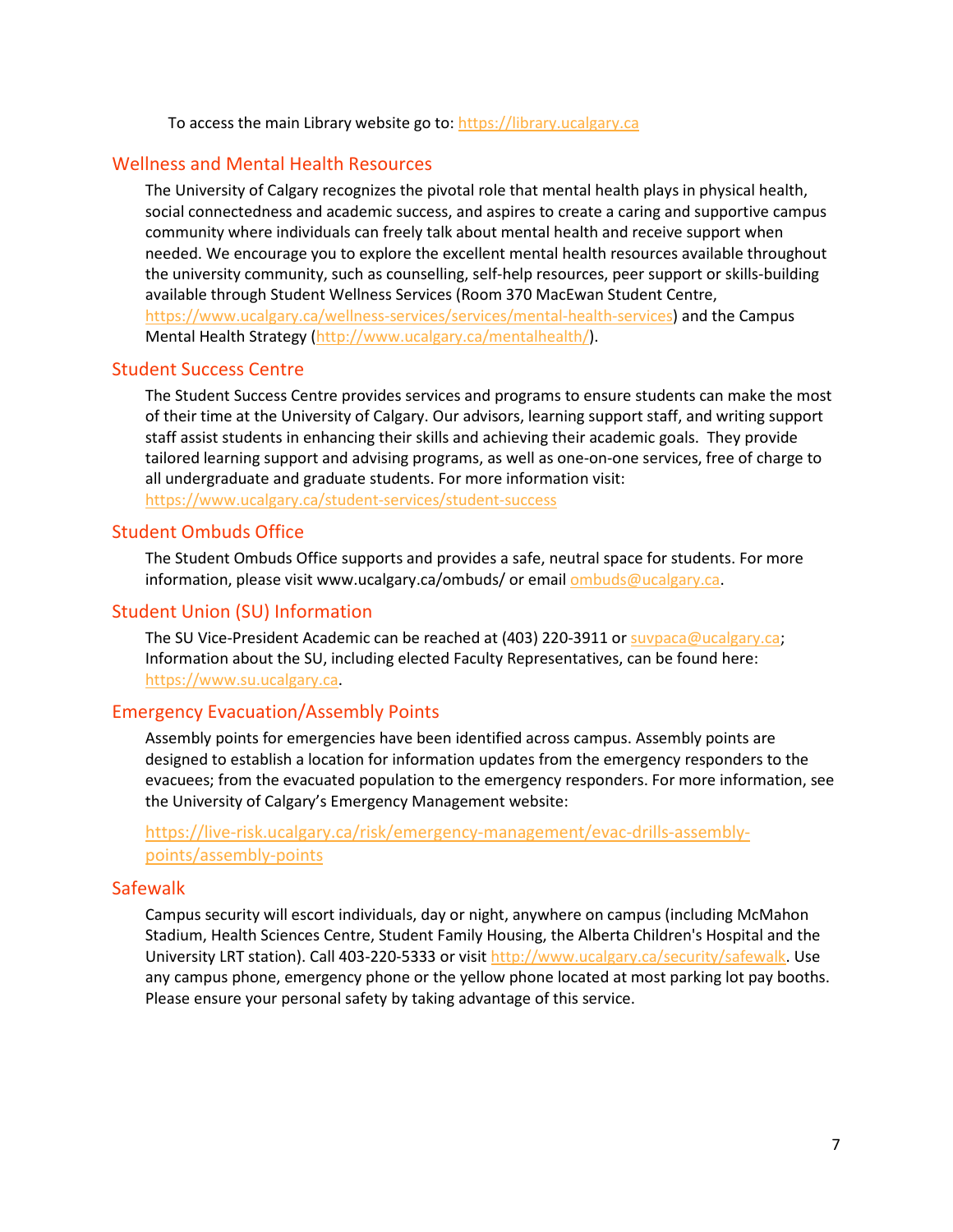To access the main Library website go to: https://library.ucalgary.ca

## Wellness and Mental Health Resources

The University of Calgary recognizes the pivotal role that mental health plays in physical health, social connectedness and academic success, and aspires to create a caring and supportive campus community where individuals can freely talk about mental health and receive support when needed. We encourage you to explore the excellent mental health resources available throughout the university community, such as counselling, self-help resources, peer support or skills-building available through Student Wellness Services (Room 370 MacEwan Student Centre, https://www.ucalgary.ca/wellness-services/services/mental-health-services) and the Campus Mental Health Strategy (http://www.ucalgary.ca/mentalhealth/).

## Student Success Centre

The Student Success Centre provides services and programs to ensure students can make the most of their time at the University of Calgary. Our advisors, learning support staff, and writing support staff assist students in enhancing their skills and achieving their academic goals. They provide tailored learning support and advising programs, as well as one-on-one services, free of charge to all undergraduate and graduate students. For more information visit: https://www.ucalgary.ca/student-services/student-success

## Student Ombuds Office

The Student Ombuds Office supports and provides a safe, neutral space for students. For more information, please visit www.ucalgary.ca/ombuds/ or email ombuds@ucalgary.ca.

## Student Union (SU) Information

The SU Vice-President Academic can be reached at (403) 220-3911 or suvpaca@ucalgary.ca; Information about the SU, including elected Faculty Representatives, can be found here: https://www.su.ucalgary.ca.

## Emergency Evacuation/Assembly Points

Assembly points for emergencies have been identified across campus. Assembly points are designed to establish a location for information updates from the emergency responders to the evacuees; from the evacuated population to the emergency responders. For more information, see the University of Calgary's Emergency Management website:

https://live-risk.ucalgary.ca/risk/emergency-management/evac-drills-assembly-points/assembly-points

## Safewalk

Campus security will escort individuals, day or night, anywhere on campus (including McMahon Stadium, Health Sciences Centre, Student Family Housing, the Alberta Children's Hospital and the University LRT station). Call 403-220-5333 or visit http://www.ucalgary.ca/security/safewalk. Use any campus phone, emergency phone or the yellow phone located at most parking lot pay booths. Please ensure your personal safety by taking advantage of this service.